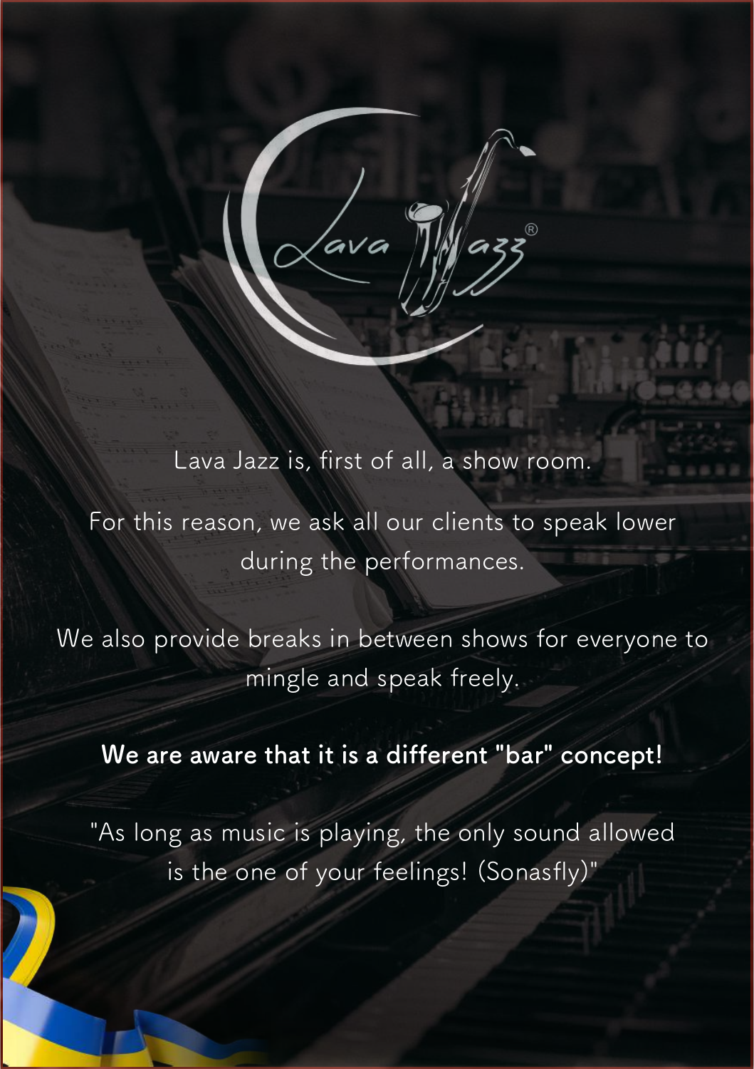Lava Jazz is, first of all, a show room.

For this reason, we ask all our clients to speak lower during the performances.

We also provide breaks in between shows for everyone to mingle and speak freely.

**We are aware that it is a different "bar" concept!**

"As long as music is playing, the only sound allowed is the one of your feelings! (Sonasfly)"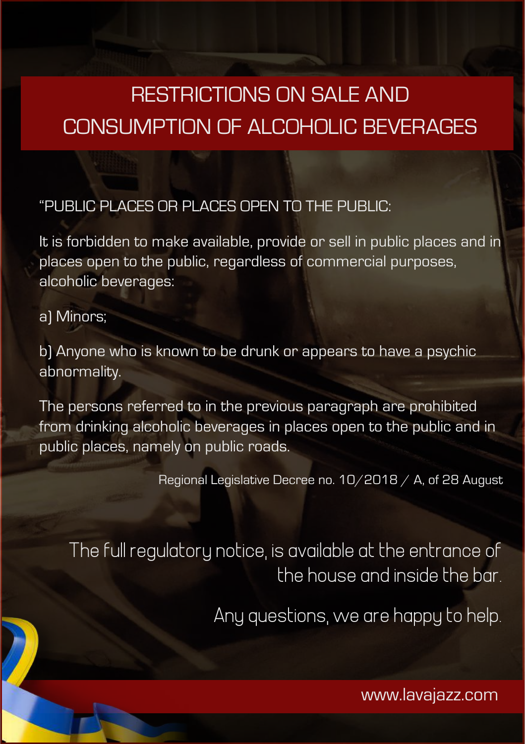# RESTRICTIONS ON SALE AND CONSUMPTION OF ALCOHOLIC BEVERAGES

"PUBLIC PLACES OR PLACES OPEN TO THE PUBLIC:

It is forbidden to make available, provide or sell in public places and in places open to the public, regardless of commercial purposes, alcoholic beverages:

a) Minors;

b) Anyone who is known to be drunk or appears to have a psychic abnormality.

The persons referred to in the previous paragraph are prohibited from drinking alcoholic beverages in places open to the public and in public places, namely on public roads.

Regional Legislative Decree no. 10/2018 / A, of 28 August

The full regulatory notice, is available at the entrance of the house and inside the bar.

Any questions, we are happy to help.

www.lavajazz.com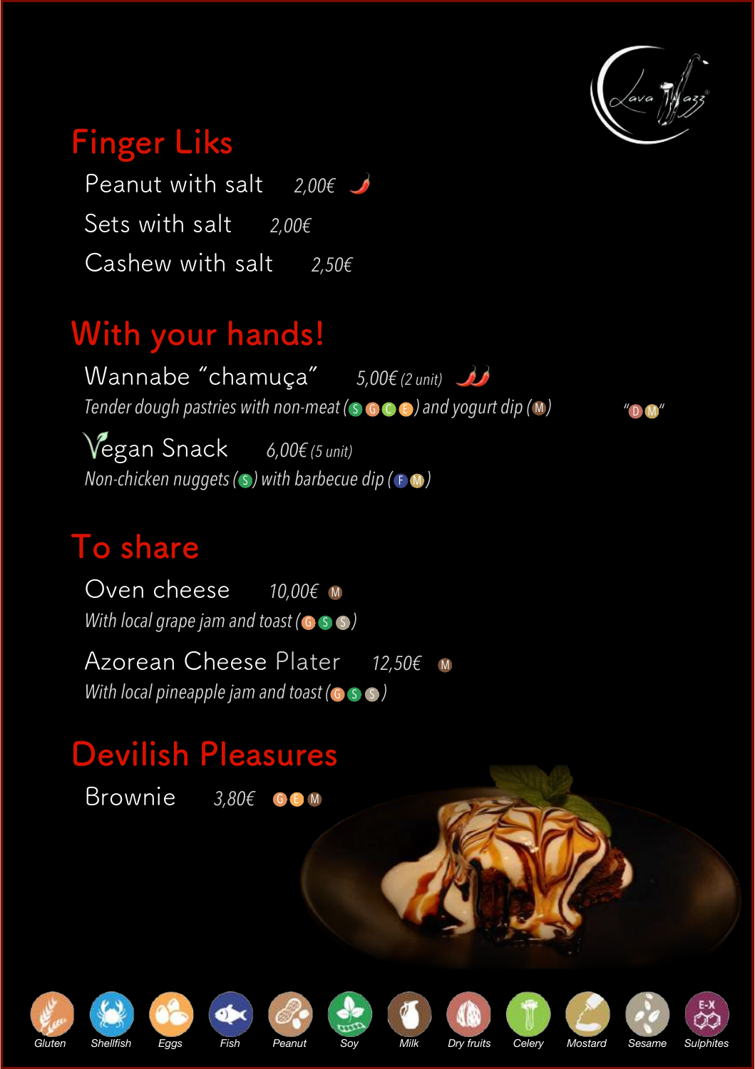## Finger Liks

Peanut with salt 2,00€

Sets with salt 2,00€

Cashew with salt 2,50€

## With your hands!

Wannabe "chamuça" 5,00€ *(2 unit)*

*Tender dough pastries with non-meat (S G C E) and yogurt dip (M)* "D M"

Vegan Snack 6,00€ *(5 unit)*

*Non-chicken nuggets (S) with barbecue dip (F M)*

## To share

Oven cheese 10,00€ M

*With local grape jam and toast (G S S)*

Azorean Cheese Plater 12,50€ M

*With local pineapple jam and toast (G S S)*

## Devilish Pleasures

Brownie 3,80€ G E M

Gluten · Shellfish · Eggs · Fish · Peanut · Soy · Milk · Dry fruits · Celery · Mostard · Sesame · Sulphites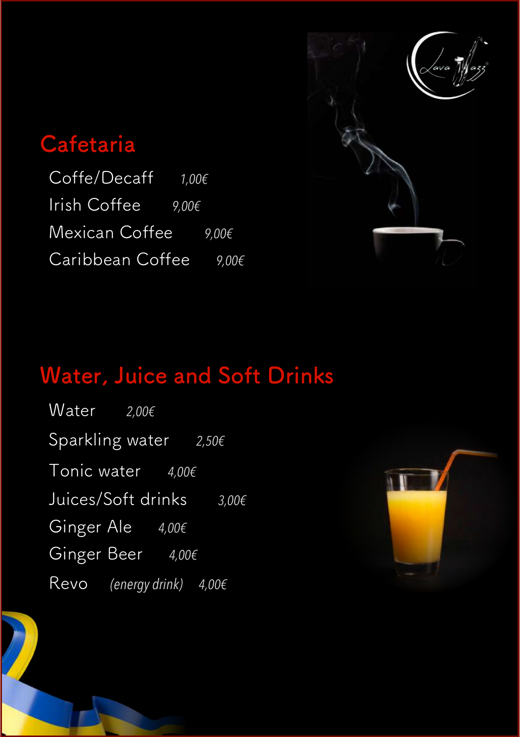## Cafetaria

Coffe/Decaff *1,00€*

Irish Coffee *9,00€*

Mexican Coffee *9,00€*

Caribbean Coffee *9,00€*

## Water, Juice and Soft Drinks

Water *2,00€*

Sparkling water *2,50€*

Tonic water *4,00€*

Juices/Soft drinks *3,00€*

Ginger Ale *4,00€*

Ginger Beer *4,00€*

Revo *(energy drink)* *4,00€*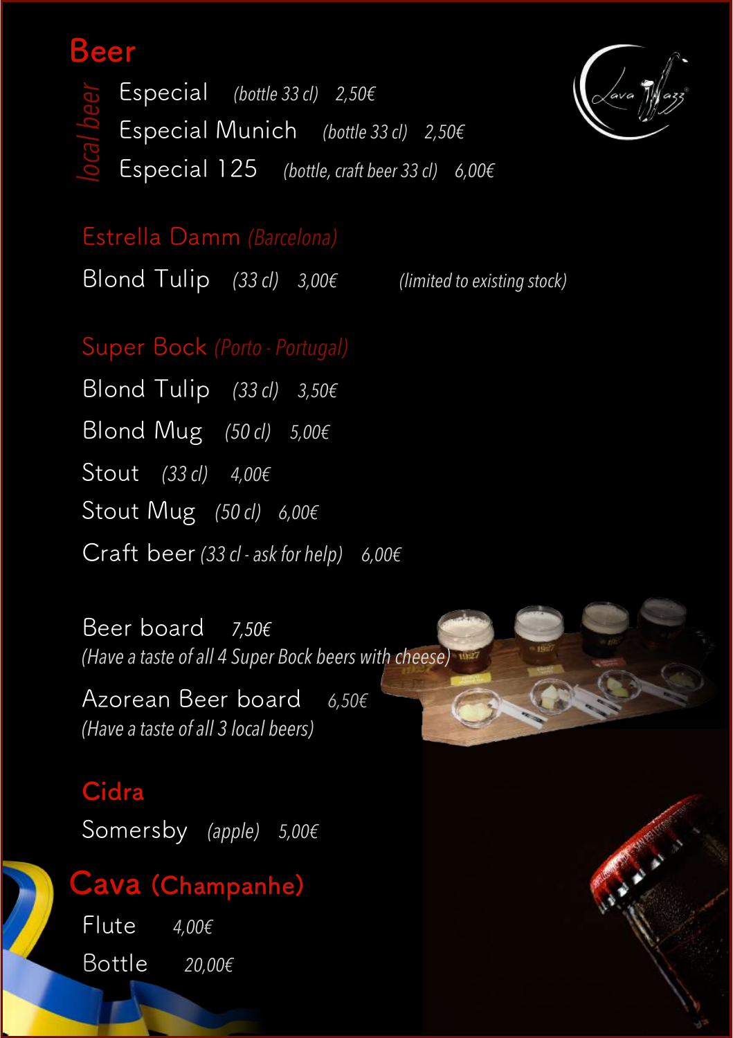# Beer

*local beer*

- Especial *(bottle 33 cl)* *2,50€*
- Especial Munich *(bottle 33 cl)* *2,50€*
- Especial 125 *(bottle, craft beer 33 cl)* *6,00€*

## Estrella Damm *(Barcelona)*

Blond Tulip *(33 cl)* *3,00€* *(limited to existing stock)*

## Super Bock *(Porto - Portugal)*

Blond Tulip *(33 cl)* *3,50€*

Blond Mug *(50 cl)* *5,00€*

Stout *(33 cl)* *4,00€*

Stout Mug *(50 cl)* *6,00€*

Craft beer *(33 cl - ask for help)* *6,00€*

Beer board *7,50€*
*(Have a taste of all 4 Super Bock beers with cheese)*

Azorean Beer board *6,50€*
*(Have a taste of all 3 local beers)*

# Cidra

Somersby *(apple)* *5,00€*

# Cava (Champanhe)

Flute *4,00€*

Bottle *20,00€*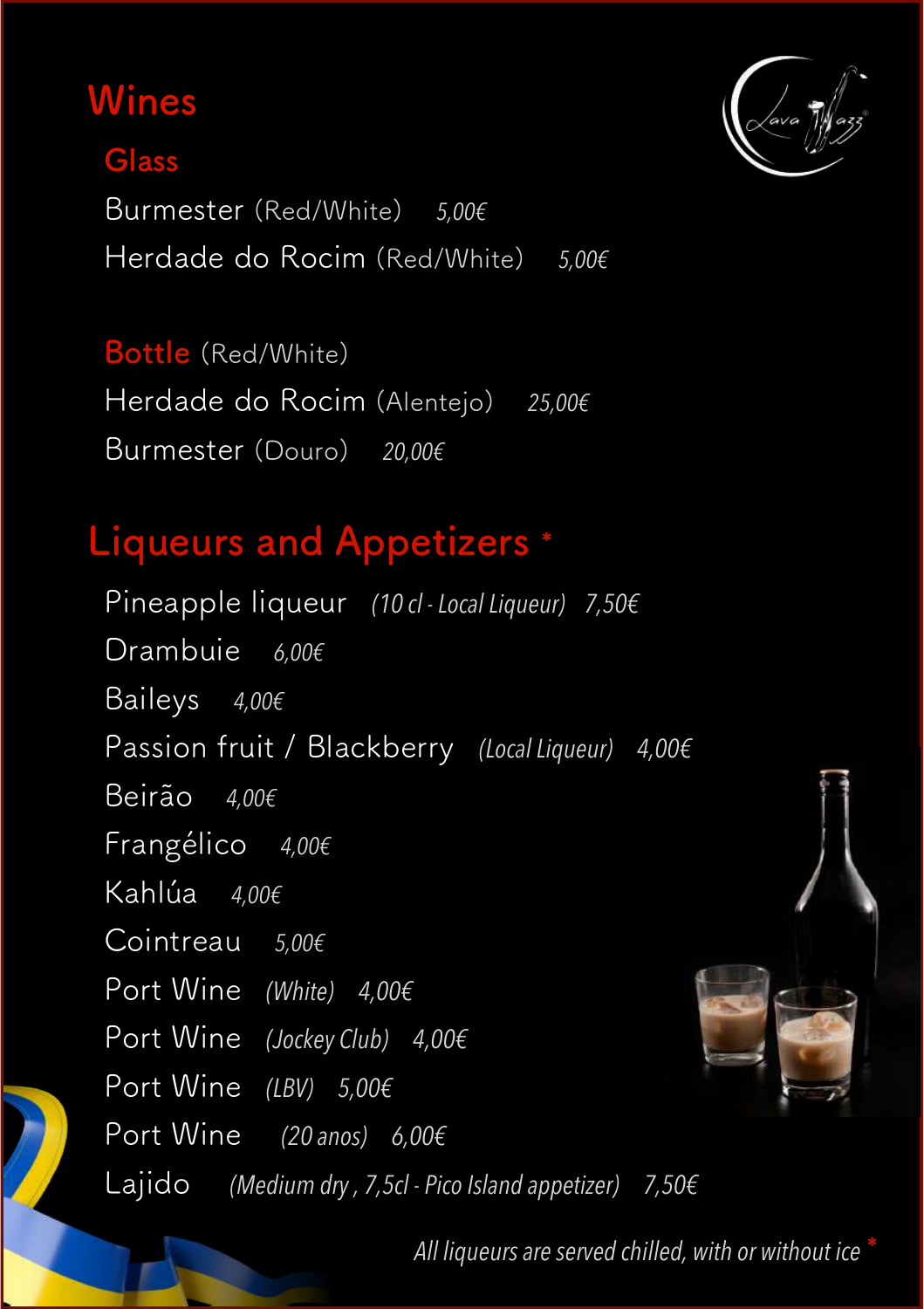# Wines

## Glass

Burmester (Red/White) *5,00€*

Herdade do Rocim (Red/White) *5,00€*

## Bottle (Red/White)

Herdade do Rocim (Alentejo) *25,00€*

Burmester (Douro) *20,00€*

# Liqueurs and Appetizers *

Pineapple liqueur *(10 cl - Local Liqueur)* *7,50€*

Drambuie *6,00€*

Baileys *4,00€*

Passion fruit / Blackberry *(Local Liqueur)* *4,00€*

Beirão *4,00€*

Frangélico *4,00€*

Kahlúa *4,00€*

Cointreau *5,00€*

Port Wine *(White)* *4,00€*

Port Wine *(Jockey Club)* *4,00€*

Port Wine *(LBV)* *5,00€*

Port Wine *(20 anos)* *6,00€*

Lajido *(Medium dry , 7,5cl - Pico Island appetizer)* *7,50€*

*All liqueurs are served chilled, with or without ice* *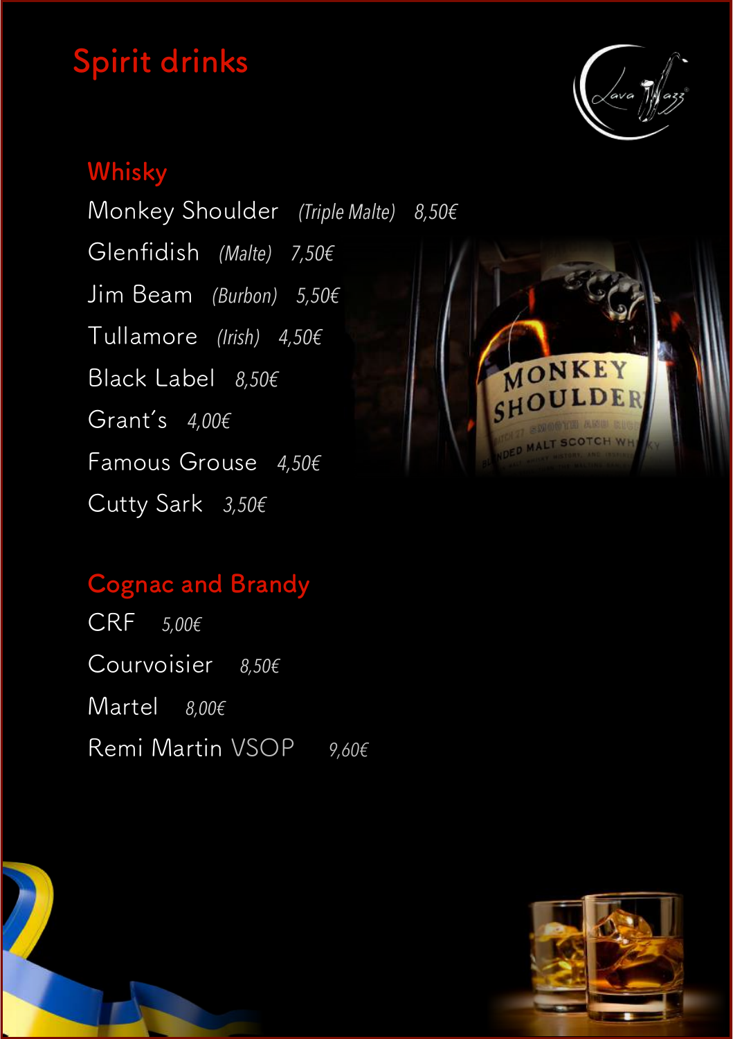# Spirit drinks

## Whisky

Monkey Shoulder *(Triple Malte)* *8,50€*

Glenfidish *(Malte)* *7,50€*

Jim Beam *(Burbon)* *5,50€*

Tullamore *(Irish)* *4,50€*

Black Label *8,50€*

Grant's *4,00€*

Famous Grouse *4,50€*

Cutty Sark *3,50€*

## Cognac and Brandy

CRF *5,00€*

Courvoisier *8,50€*

Martel *8,00€*

Remi Martin VSOP *9,60€*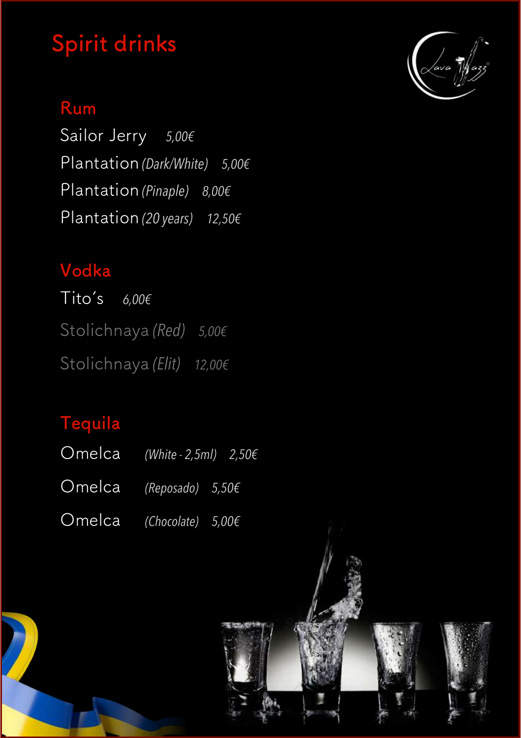# Spirit drinks

## Rum

Sailor Jerry *5,00€*

Plantation *(Dark/White)* *5,00€*

Plantation *(Pinaple)* *8,00€*

Plantation *(20 years)* *12,50€*

## Vodka

Tito´s *6,00€*

Stolichnaya *(Red)* *5,00€*

Stolichnaya *(Elit)* *12,00€*

## Tequila

Omelca *(White - 2,5ml)* *2,50€*

Omelca *(Reposado)* *5,50€*

Omelca *(Chocolate)* *5,00€*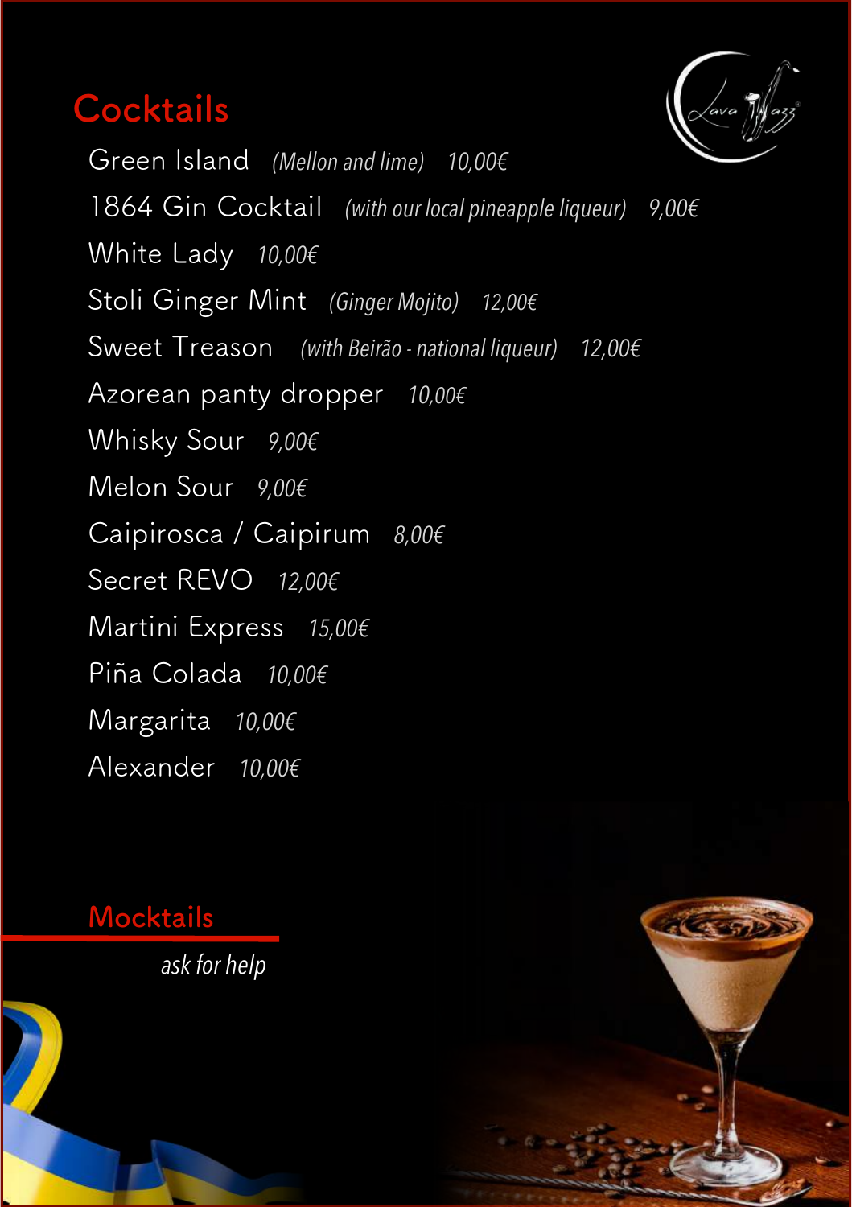## Cocktails

Green Island *(Mellon and lime)* *10,00€*

1864 Gin Cocktail *(with our local pineapple liqueur)* *9,00€*

White Lady *10,00€*

Stoli Ginger Mint *(Ginger Mojito)* *12,00€*

Sweet Treason *(with Beirão - national liqueur)* *12,00€*

Azorean panty dropper *10,00€*

Whisky Sour *9,00€*

Melon Sour *9,00€*

Caipirosca / Caipirum *8,00€*

Secret REVO *12,00€*

Martini Express *15,00€*

Piña Colada *10,00€*

Margarita *10,00€*

Alexander *10,00€*

## Mocktails

*ask for help*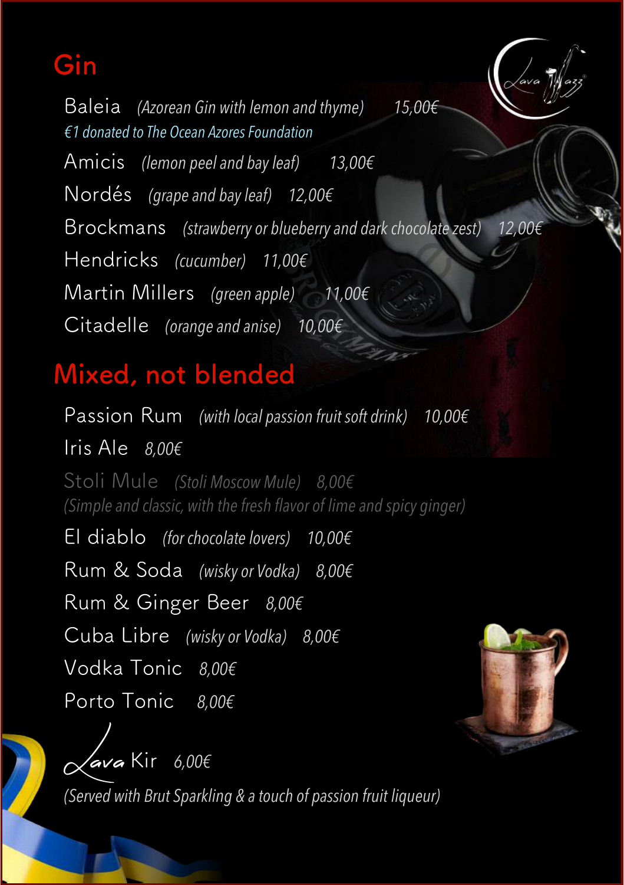## Gin

Baleia *(Azorean Gin with lemon and thyme)* 15,00€
*€1 donated to The Ocean Azores Foundation*

Amicis *(lemon peel and bay leaf)* 13,00€

Nordés *(grape and bay leaf)* 12,00€

Brockmans *(strawberry or blueberry and dark chocolate zest)* 12,00€

Hendricks *(cucumber)* 11,00€

Martin Millers *(green apple)* 11,00€

Citadelle *(orange and anise)* 10,00€

## Mixed, not blended

Passion Rum *(with local passion fruit soft drink)* 10,00€

Iris Ale 8,00€

Stoli Mule *(Stoli Moscow Mule)* 8,00€
*(Simple and classic, with the fresh flavor of lime and spicy ginger)*

El diablo *(for chocolate lovers)* 10,00€

Rum & Soda *(wisky or Vodka)* 8,00€

Rum & Ginger Beer 8,00€

Cuba Libre *(wisky or Vodka)* 8,00€

Vodka Tonic 8,00€

Porto Tonic 8,00€

Lava Kir 6,00€
*(Served with Brut Sparkling & a touch of passion fruit liqueur)*